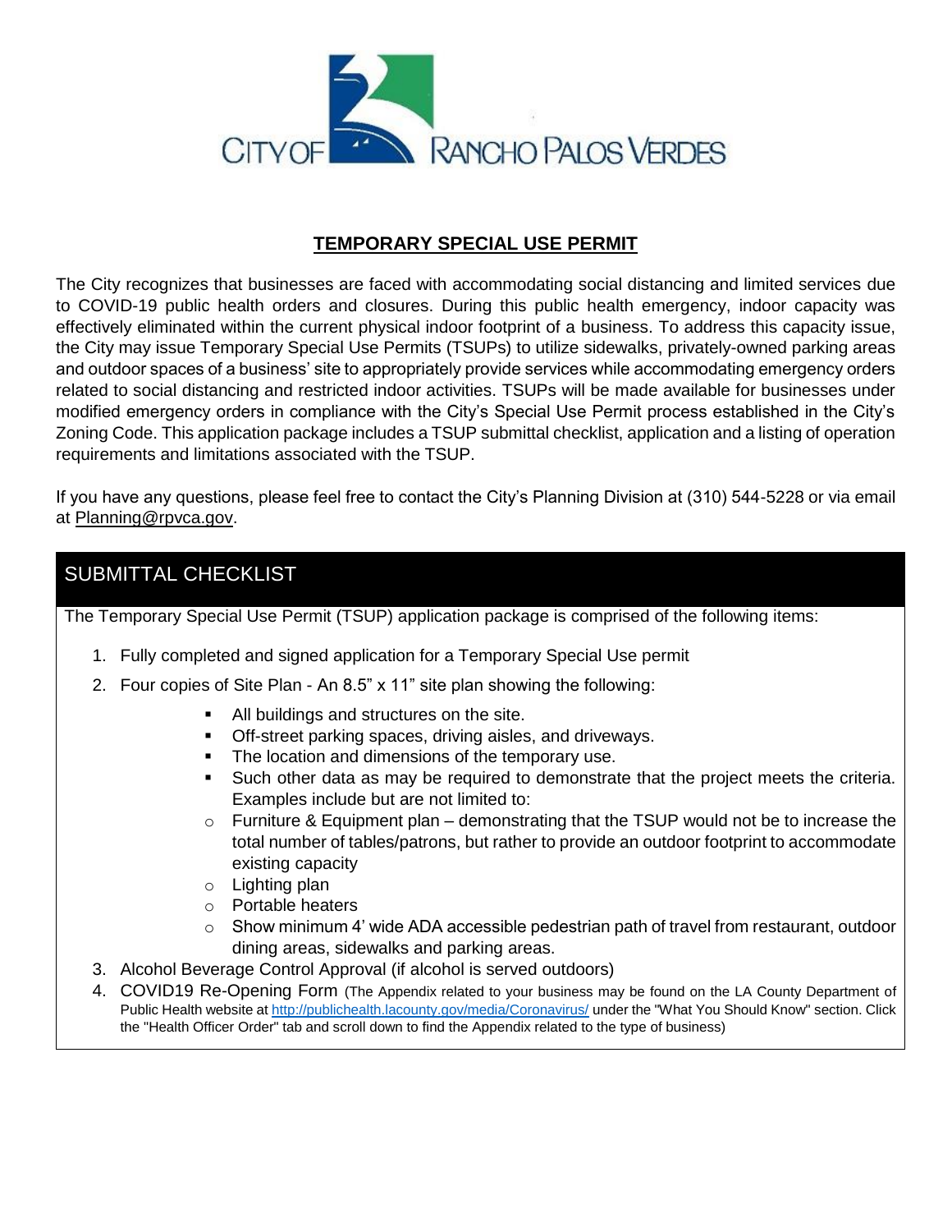CITY OF RANCHO PALOS VERDES

# TEMPORARY SPECIAL USE PERMIT

The City recognizes that businesses are faced with accommodating social distancing and limited services due to COVID-19 public health orders and closures. During this public health emergency, indoor capacity was effectively eliminated within the current physical indoor footprint of a business. To address this capacity issue, the City may issue Temporary Special Use Permits (TSUPs) to utilize sidewalks, privately-owned parking areas and outdoor spaces of a business' site to appropriately provide services while accommodating emergency orders related to social distancing and restricted indoor activities. TSUPs will be made available for businesses under modified emergency orders in compliance with the City's Special Use Permit process established in the City's Zoning Code. This application package includes a TSUP submittal checklist, application and a listing of operation requirements and limitations associated with the TSUP.

If you have any questions, please feel free to contact the City's Planning Division at (310) 544-5228 or via email at Planning@rpvca.gov.

## SUBMITTAL CHECKLIST

The Temporary Special Use Permit (TSUP) application package is comprised of the following items:

1. Fully completed and signed application for a Temporary Special Use permit
2. Four copies of Site Plan - An 8.5" x 11" site plan showing the following:
   - All buildings and structures on the site.
   - Off-street parking spaces, driving aisles, and driveways.
   - The location and dimensions of the temporary use.
   - Such other data as may be required to demonstrate that the project meets the criteria. Examples include but are not limited to:
     - Furniture & Equipment plan – demonstrating that the TSUP would not be to increase the total number of tables/patrons, but rather to provide an outdoor footprint to accommodate existing capacity
     - Lighting plan
     - Portable heaters
     - Show minimum 4' wide ADA accessible pedestrian path of travel from restaurant, outdoor dining areas, sidewalks and parking areas.
3. Alcohol Beverage Control Approval (if alcohol is served outdoors)
4. COVID19 Re-Opening Form (The Appendix related to your business may be found on the LA County Department of Public Health website at http://publichealth.lacounty.gov/media/Coronavirus/ under the "What You Should Know" section. Click the "Health Officer Order" tab and scroll down to find the Appendix related to the type of business)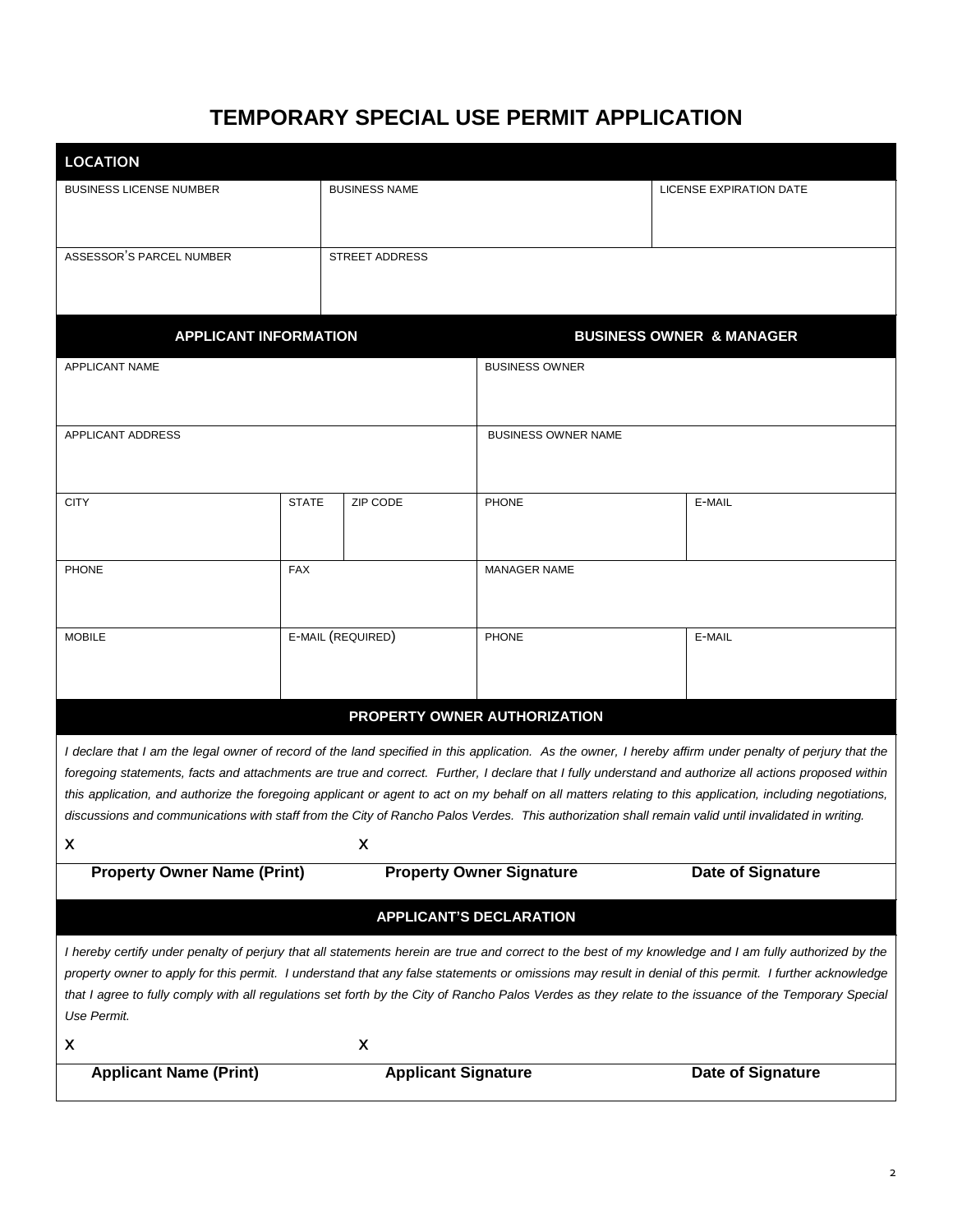# TEMPORARY SPECIAL USE PERMIT APPLICATION

| LOCATION | | |
|---|---|---|
| BUSINESS LICENSE NUMBER | BUSINESS NAME | LICENSE EXPIRATION DATE |
| ASSESSOR'S PARCEL NUMBER | STREET ADDRESS | |

| APPLICANT INFORMATION | | | BUSINESS OWNER & MANAGER | |
|---|---|---|---|---|
| APPLICANT NAME | | | BUSINESS OWNER | |
| APPLICANT ADDRESS | | | BUSINESS OWNER NAME | |
| CITY | STATE | ZIP CODE | PHONE | E-MAIL |
| PHONE | FAX | | MANAGER NAME | |
| MOBILE | E-MAIL (REQUIRED) | | PHONE | E-MAIL |

## PROPERTY OWNER AUTHORIZATION

*I declare that I am the legal owner of record of the land specified in this application. As the owner, I hereby affirm under penalty of perjury that the foregoing statements, facts and attachments are true and correct. Further, I declare that I fully understand and authorize all actions proposed within this application, and authorize the foregoing applicant or agent to act on my behalf on all matters relating to this application, including negotiations, discussions and communications with staff from the City of Rancho Palos Verdes. This authorization shall remain valid until invalidated in writing.*

| X | X | |
|---|---|---|
| **Property Owner Name (Print)** | **Property Owner Signature** | **Date of Signature** |

## APPLICANT'S DECLARATION

*I hereby certify under penalty of perjury that all statements herein are true and correct to the best of my knowledge and I am fully authorized by the property owner to apply for this permit. I understand that any false statements or omissions may result in denial of this permit. I further acknowledge that I agree to fully comply with all regulations set forth by the City of Rancho Palos Verdes as they relate to the issuance of the Temporary Special Use Permit.*

| X | X | |
|---|---|---|
| **Applicant Name (Print)** | **Applicant Signature** | **Date of Signature** |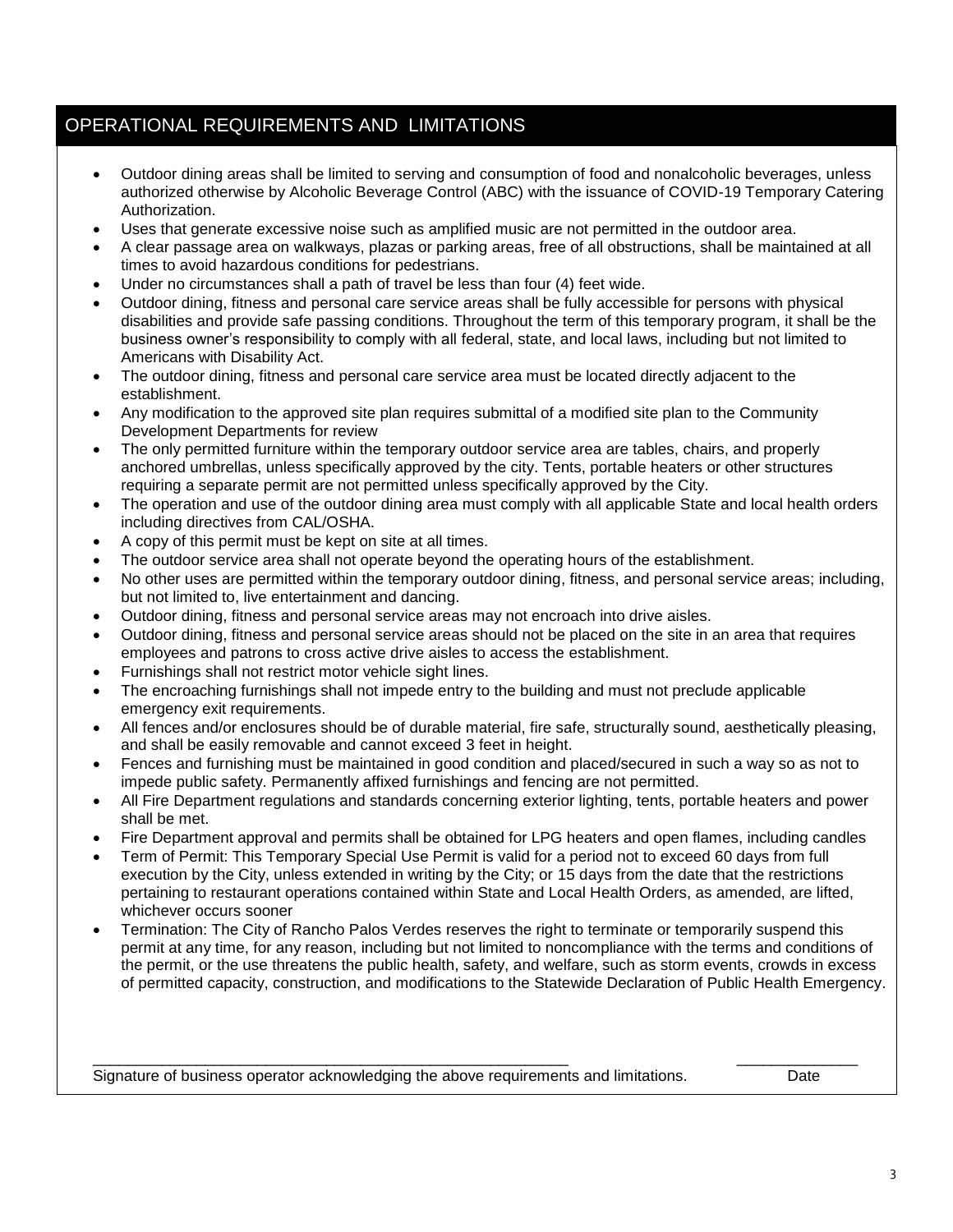## OPERATIONAL REQUIREMENTS AND LIMITATIONS

- Outdoor dining areas shall be limited to serving and consumption of food and nonalcoholic beverages, unless authorized otherwise by Alcoholic Beverage Control (ABC) with the issuance of COVID-19 Temporary Catering Authorization.
- Uses that generate excessive noise such as amplified music are not permitted in the outdoor area.
- A clear passage area on walkways, plazas or parking areas, free of all obstructions, shall be maintained at all times to avoid hazardous conditions for pedestrians.
- Under no circumstances shall a path of travel be less than four (4) feet wide.
- Outdoor dining, fitness and personal care service areas shall be fully accessible for persons with physical disabilities and provide safe passing conditions. Throughout the term of this temporary program, it shall be the business owner's responsibility to comply with all federal, state, and local laws, including but not limited to Americans with Disability Act.
- The outdoor dining, fitness and personal care service area must be located directly adjacent to the establishment.
- Any modification to the approved site plan requires submittal of a modified site plan to the Community Development Departments for review
- The only permitted furniture within the temporary outdoor service area are tables, chairs, and properly anchored umbrellas, unless specifically approved by the city. Tents, portable heaters or other structures requiring a separate permit are not permitted unless specifically approved by the City.
- The operation and use of the outdoor dining area must comply with all applicable State and local health orders including directives from CAL/OSHA.
- A copy of this permit must be kept on site at all times.
- The outdoor service area shall not operate beyond the operating hours of the establishment.
- No other uses are permitted within the temporary outdoor dining, fitness, and personal service areas; including, but not limited to, live entertainment and dancing.
- Outdoor dining, fitness and personal service areas may not encroach into drive aisles.
- Outdoor dining, fitness and personal service areas should not be placed on the site in an area that requires employees and patrons to cross active drive aisles to access the establishment.
- Furnishings shall not restrict motor vehicle sight lines.
- The encroaching furnishings shall not impede entry to the building and must not preclude applicable emergency exit requirements.
- All fences and/or enclosures should be of durable material, fire safe, structurally sound, aesthetically pleasing, and shall be easily removable and cannot exceed 3 feet in height.
- Fences and furnishing must be maintained in good condition and placed/secured in such a way so as not to impede public safety. Permanently affixed furnishings and fencing are not permitted.
- All Fire Department regulations and standards concerning exterior lighting, tents, portable heaters and power shall be met.
- Fire Department approval and permits shall be obtained for LPG heaters and open flames, including candles
- Term of Permit: This Temporary Special Use Permit is valid for a period not to exceed 60 days from full execution by the City, unless extended in writing by the City; or 15 days from the date that the restrictions pertaining to restaurant operations contained within State and Local Health Orders, as amended, are lifted, whichever occurs sooner
- Termination: The City of Rancho Palos Verdes reserves the right to terminate or temporarily suspend this permit at any time, for any reason, including but not limited to noncompliance with the terms and conditions of the permit, or the use threatens the public health, safety, and welfare, such as storm events, crowds in excess of permitted capacity, construction, and modifications to the Statewide Declaration of Public Health Emergency.

\_\_\_\_\_\_\_\_\_\_\_\_\_\_\_\_\_\_\_\_\_\_\_\_\_\_\_\_\_\_\_\_\_\_\_\_\_\_\_\_\_\_\_\_\_\_\_\_\_\_\_\_\_\_\_\_ \_\_\_\_\_\_\_\_\_\_\_\_\_\_

Signature of business operator acknowledging the above requirements and limitations. Date